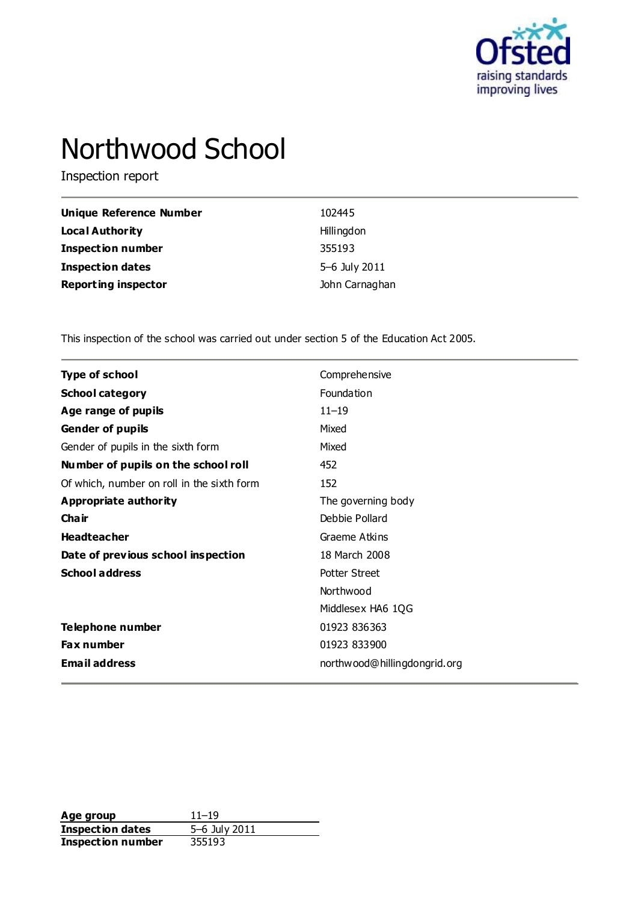# Northwood School

Inspection report

| | |
|---|---|
| **Unique Reference Number** | 102445 |
| **Local Authority** | Hillingdon |
| **Inspection number** | 355193 |
| **Inspection dates** | 5–6 July 2011 |
| **Reporting inspector** | John Carnaghan |

This inspection of the school was carried out under section 5 of the Education Act 2005.

| | |
|---|---|
| **Type of school** | Comprehensive |
| **School category** | Foundation |
| **Age range of pupils** | 11–19 |
| **Gender of pupils** | Mixed |
| Gender of pupils in the sixth form | Mixed |
| **Number of pupils on the school roll** | 452 |
| Of which, number on roll in the sixth form | 152 |
| **Appropriate authority** | The governing body |
| **Chair** | Debbie Pollard |
| **Headteacher** | Graeme Atkins |
| **Date of previous school inspection** | 18 March 2008 |
| **School address** | Potter Street<br>Northwood<br>Middlesex HA6 1QG |
| **Telephone number** | 01923 836363 |
| **Fax number** | 01923 833900 |
| **Email address** | northwood@hillingdongrid.org |

| | |
|---|---|
| **Age group** | 11–19 |
| **Inspection dates** | 5–6 July 2011 |
| **Inspection number** | 355193 |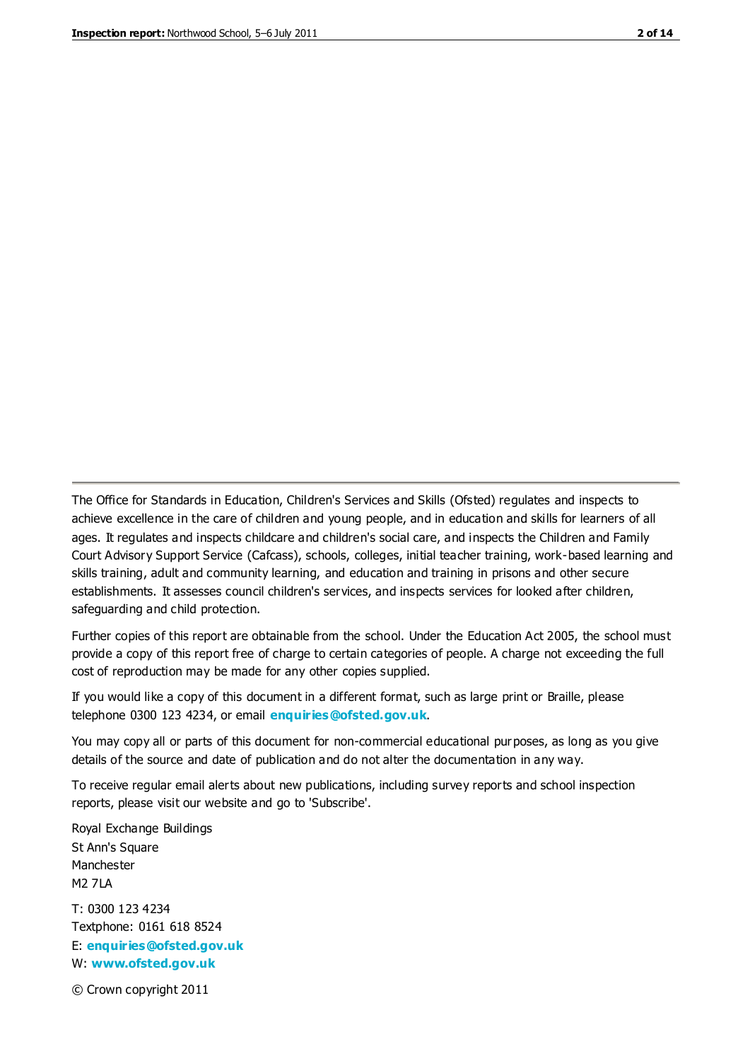The Office for Standards in Education, Children's Services and Skills (Ofsted) regulates and inspects to achieve excellence in the care of children and young people, and in education and skills for learners of all ages. It regulates and inspects childcare and children's social care, and inspects the Children and Family Court Advisory Support Service (Cafcass), schools, colleges, initial teacher training, work-based learning and skills training, adult and community learning, and education and training in prisons and other secure establishments. It assesses council children's services, and inspects services for looked after children, safeguarding and child protection.

Further copies of this report are obtainable from the school. Under the Education Act 2005, the school must provide a copy of this report free of charge to certain categories of people. A charge not exceeding the full cost of reproduction may be made for any other copies supplied.

If you would like a copy of this document in a different format, such as large print or Braille, please telephone 0300 123 4234, or email **enquiries@ofsted.gov.uk**.

You may copy all or parts of this document for non-commercial educational purposes, as long as you give details of the source and date of publication and do not alter the documentation in any way.

To receive regular email alerts about new publications, including survey reports and school inspection reports, please visit our website and go to 'Subscribe'.

Royal Exchange Buildings
St Ann's Square
Manchester
M2 7LA

T: 0300 123 4234
Textphone: 0161 618 8524
E: **enquiries@ofsted.gov.uk**
W: **www.ofsted.gov.uk**

© Crown copyright 2011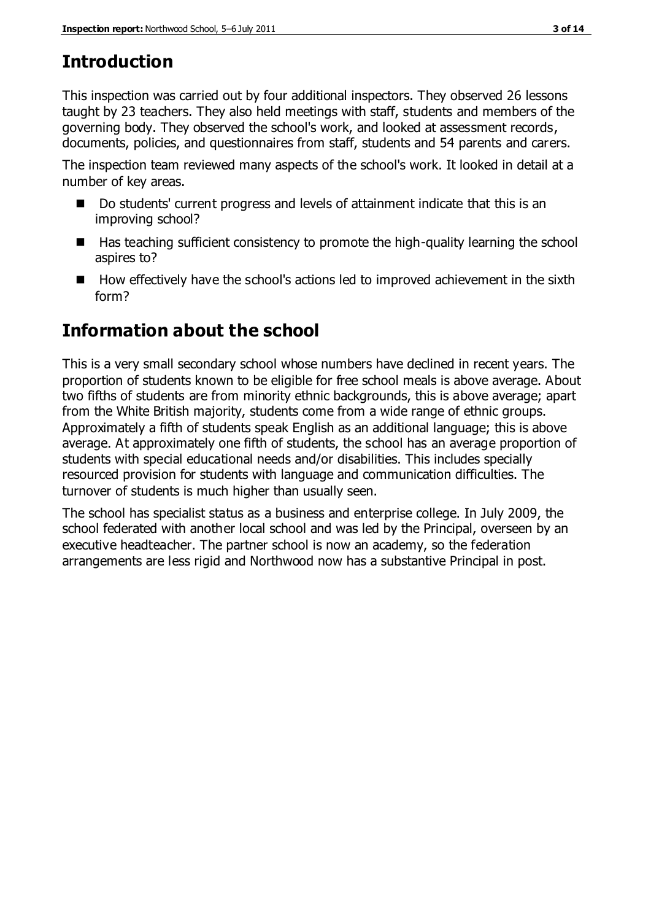## Introduction

This inspection was carried out by four additional inspectors. They observed 26 lessons taught by 23 teachers. They also held meetings with staff, students and members of the governing body. They observed the school's work, and looked at assessment records, documents, policies, and questionnaires from staff, students and 54 parents and carers.

The inspection team reviewed many aspects of the school's work. It looked in detail at a number of key areas.

- Do students' current progress and levels of attainment indicate that this is an improving school?
- Has teaching sufficient consistency to promote the high-quality learning the school aspires to?
- How effectively have the school's actions led to improved achievement in the sixth form?

## Information about the school

This is a very small secondary school whose numbers have declined in recent years. The proportion of students known to be eligible for free school meals is above average. About two fifths of students are from minority ethnic backgrounds, this is above average; apart from the White British majority, students come from a wide range of ethnic groups. Approximately a fifth of students speak English as an additional language; this is above average. At approximately one fifth of students, the school has an average proportion of students with special educational needs and/or disabilities. This includes specially resourced provision for students with language and communication difficulties. The turnover of students is much higher than usually seen.

The school has specialist status as a business and enterprise college. In July 2009, the school federated with another local school and was led by the Principal, overseen by an executive headteacher. The partner school is now an academy, so the federation arrangements are less rigid and Northwood now has a substantive Principal in post.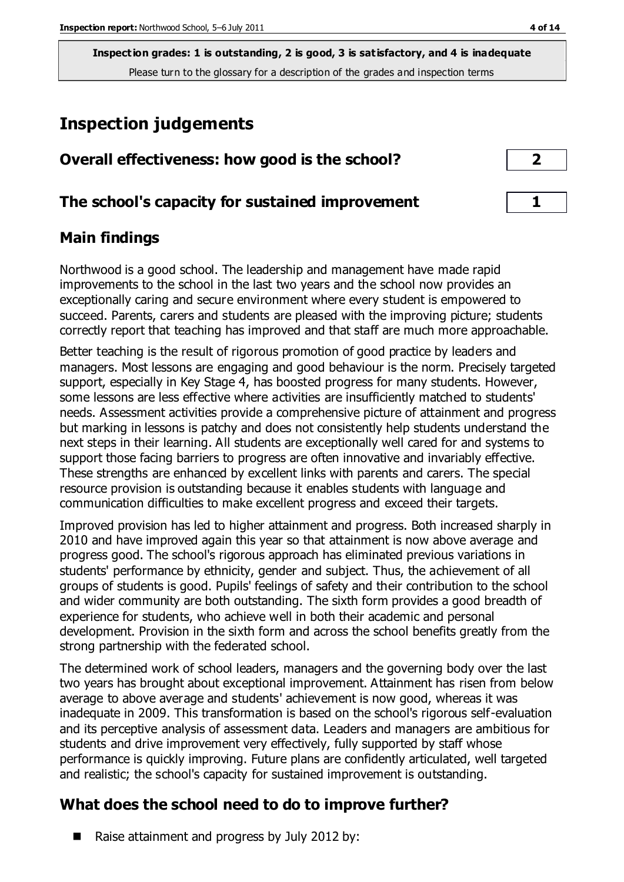**Inspection grades: 1 is outstanding, 2 is good, 3 is satisfactory, and 4 is inadequate**
Please turn to the glossary for a description of the grades and inspection terms

# Inspection judgements

## Overall effectiveness: how good is the school? **2**

## The school's capacity for sustained improvement **1**

## Main findings

Northwood is a good school. The leadership and management have made rapid improvements to the school in the last two years and the school now provides an exceptionally caring and secure environment where every student is empowered to succeed. Parents, carers and students are pleased with the improving picture; students correctly report that teaching has improved and that staff are much more approachable.

Better teaching is the result of rigorous promotion of good practice by leaders and managers. Most lessons are engaging and good behaviour is the norm. Precisely targeted support, especially in Key Stage 4, has boosted progress for many students. However, some lessons are less effective where activities are insufficiently matched to students' needs. Assessment activities provide a comprehensive picture of attainment and progress but marking in lessons is patchy and does not consistently help students understand the next steps in their learning. All students are exceptionally well cared for and systems to support those facing barriers to progress are often innovative and invariably effective. These strengths are enhanced by excellent links with parents and carers. The special resource provision is outstanding because it enables students with language and communication difficulties to make excellent progress and exceed their targets.

Improved provision has led to higher attainment and progress. Both increased sharply in 2010 and have improved again this year so that attainment is now above average and progress good. The school's rigorous approach has eliminated previous variations in students' performance by ethnicity, gender and subject. Thus, the achievement of all groups of students is good. Pupils' feelings of safety and their contribution to the school and wider community are both outstanding. The sixth form provides a good breadth of experience for students, who achieve well in both their academic and personal development. Provision in the sixth form and across the school benefits greatly from the strong partnership with the federated school.

The determined work of school leaders, managers and the governing body over the last two years has brought about exceptional improvement. Attainment has risen from below average to above average and students' achievement is now good, whereas it was inadequate in 2009. This transformation is based on the school's rigorous self-evaluation and its perceptive analysis of assessment data. Leaders and managers are ambitious for students and drive improvement very effectively, fully supported by staff whose performance is quickly improving. Future plans are confidently articulated, well targeted and realistic; the school's capacity for sustained improvement is outstanding.

## What does the school need to do to improve further?

- Raise attainment and progress by July 2012 by: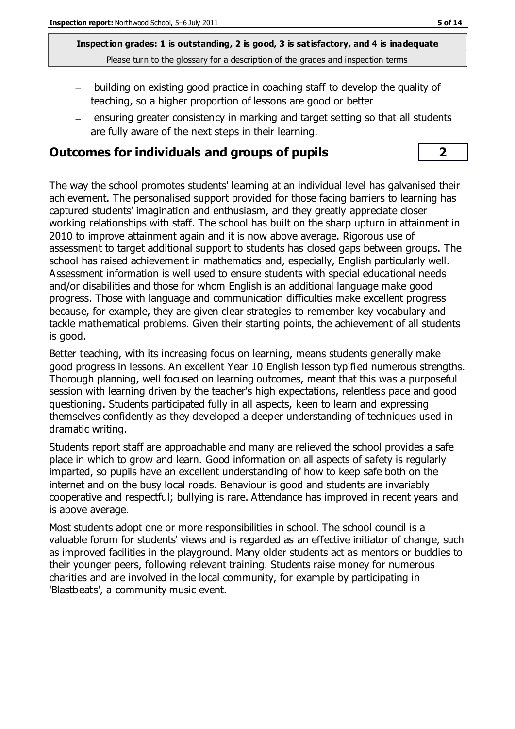- building on existing good practice in coaching staff to develop the quality of teaching, so a higher proportion of lessons are good or better
- ensuring greater consistency in marking and target setting so that all students are fully aware of the next steps in their learning.

## Outcomes for individuals and groups of pupils — 2

The way the school promotes students' learning at an individual level has galvanised their achievement. The personalised support provided for those facing barriers to learning has captured students' imagination and enthusiasm, and they greatly appreciate closer working relationships with staff. The school has built on the sharp upturn in attainment in 2010 to improve attainment again and it is now above average. Rigorous use of assessment to target additional support to students has closed gaps between groups. The school has raised achievement in mathematics and, especially, English particularly well. Assessment information is well used to ensure students with special educational needs and/or disabilities and those for whom English is an additional language make good progress. Those with language and communication difficulties make excellent progress because, for example, they are given clear strategies to remember key vocabulary and tackle mathematical problems. Given their starting points, the achievement of all students is good.

Better teaching, with its increasing focus on learning, means students generally make good progress in lessons. An excellent Year 10 English lesson typified numerous strengths. Thorough planning, well focused on learning outcomes, meant that this was a purposeful session with learning driven by the teacher's high expectations, relentless pace and good questioning. Students participated fully in all aspects, keen to learn and expressing themselves confidently as they developed a deeper understanding of techniques used in dramatic writing.

Students report staff are approachable and many are relieved the school provides a safe place in which to grow and learn. Good information on all aspects of safety is regularly imparted, so pupils have an excellent understanding of how to keep safe both on the internet and on the busy local roads. Behaviour is good and students are invariably cooperative and respectful; bullying is rare. Attendance has improved in recent years and is above average.

Most students adopt one or more responsibilities in school. The school council is a valuable forum for students' views and is regarded as an effective initiator of change, such as improved facilities in the playground. Many older students act as mentors or buddies to their younger peers, following relevant training. Students raise money for numerous charities and are involved in the local community, for example by participating in 'Blastbeats', a community music event.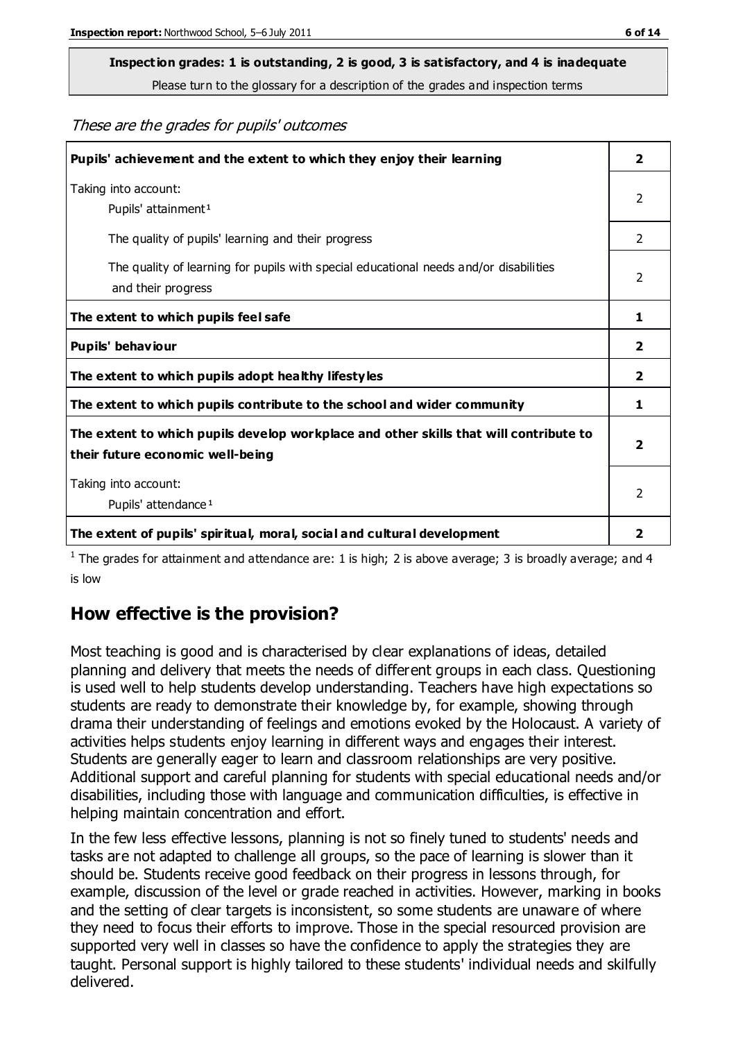**Inspection grades: 1 is outstanding, 2 is good, 3 is satisfactory, and 4 is inadequate**
Please turn to the glossary for a description of the grades and inspection terms

*These are the grades for pupils' outcomes*

| | |
|---|---|
| **Pupils' achievement and the extent to which they enjoy their learning** | **2** |
| Taking into account: Pupils' attainment [1] | 2 |
| The quality of pupils' learning and their progress | 2 |
| The quality of learning for pupils with special educational needs and/or disabilities and their progress | 2 |
| **The extent to which pupils feel safe** | **1** |
| **Pupils' behaviour** | **2** |
| **The extent to which pupils adopt healthy lifestyles** | **2** |
| **The extent to which pupils contribute to the school and wider community** | **1** |
| **The extent to which pupils develop workplace and other skills that will contribute to their future economic well-being** | **2** |
| Taking into account: Pupils' attendance [1] | 2 |
| **The extent of pupils' spiritual, moral, social and cultural development** | **2** |

[1] The grades for attainment and attendance are: 1 is high; 2 is above average; 3 is broadly average; and 4 is low

## How effective is the provision?

Most teaching is good and is characterised by clear explanations of ideas, detailed planning and delivery that meets the needs of different groups in each class. Questioning is used well to help students develop understanding. Teachers have high expectations so students are ready to demonstrate their knowledge by, for example, showing through drama their understanding of feelings and emotions evoked by the Holocaust. A variety of activities helps students enjoy learning in different ways and engages their interest. Students are generally eager to learn and classroom relationships are very positive. Additional support and careful planning for students with special educational needs and/or disabilities, including those with language and communication difficulties, is effective in helping maintain concentration and effort.

In the few less effective lessons, planning is not so finely tuned to students' needs and tasks are not adapted to challenge all groups, so the pace of learning is slower than it should be. Students receive good feedback on their progress in lessons through, for example, discussion of the level or grade reached in activities. However, marking in books and the setting of clear targets is inconsistent, so some students are unaware of where they need to focus their efforts to improve. Those in the special resourced provision are supported very well in classes so have the confidence to apply the strategies they are taught. Personal support is highly tailored to these students' individual needs and skilfully delivered.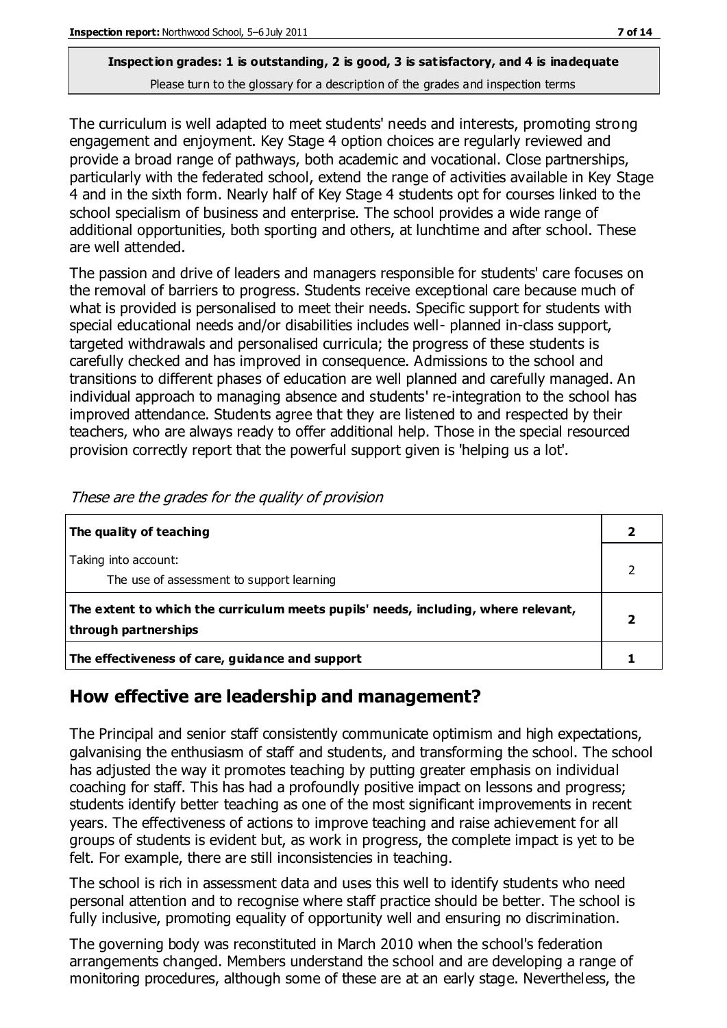**Inspection grades: 1 is outstanding, 2 is good, 3 is satisfactory, and 4 is inadequate**
Please turn to the glossary for a description of the grades and inspection terms

The curriculum is well adapted to meet students' needs and interests, promoting strong engagement and enjoyment. Key Stage 4 option choices are regularly reviewed and provide a broad range of pathways, both academic and vocational. Close partnerships, particularly with the federated school, extend the range of activities available in Key Stage 4 and in the sixth form. Nearly half of Key Stage 4 students opt for courses linked to the school specialism of business and enterprise. The school provides a wide range of additional opportunities, both sporting and others, at lunchtime and after school. These are well attended.

The passion and drive of leaders and managers responsible for students' care focuses on the removal of barriers to progress. Students receive exceptional care because much of what is provided is personalised to meet their needs. Specific support for students with special educational needs and/or disabilities includes well- planned in-class support, targeted withdrawals and personalised curricula; the progress of these students is carefully checked and has improved in consequence. Admissions to the school and transitions to different phases of education are well planned and carefully managed. An individual approach to managing absence and students' re-integration to the school has improved attendance. Students agree that they are listened to and respected by their teachers, who are always ready to offer additional help. Those in the special resourced provision correctly report that the powerful support given is 'helping us a lot'.

*These are the grades for the quality of provision*

| | |
|---|---|
| **The quality of teaching** | **2** |
| Taking into account: The use of assessment to support learning | 2 |
| **The extent to which the curriculum meets pupils' needs, including, where relevant, through partnerships** | **2** |
| **The effectiveness of care, guidance and support** | **1** |

## How effective are leadership and management?

The Principal and senior staff consistently communicate optimism and high expectations, galvanising the enthusiasm of staff and students, and transforming the school. The school has adjusted the way it promotes teaching by putting greater emphasis on individual coaching for staff. This has had a profoundly positive impact on lessons and progress; students identify better teaching as one of the most significant improvements in recent years. The effectiveness of actions to improve teaching and raise achievement for all groups of students is evident but, as work in progress, the complete impact is yet to be felt. For example, there are still inconsistencies in teaching.

The school is rich in assessment data and uses this well to identify students who need personal attention and to recognise where staff practice should be better. The school is fully inclusive, promoting equality of opportunity well and ensuring no discrimination.

The governing body was reconstituted in March 2010 when the school's federation arrangements changed. Members understand the school and are developing a range of monitoring procedures, although some of these are at an early stage. Nevertheless, the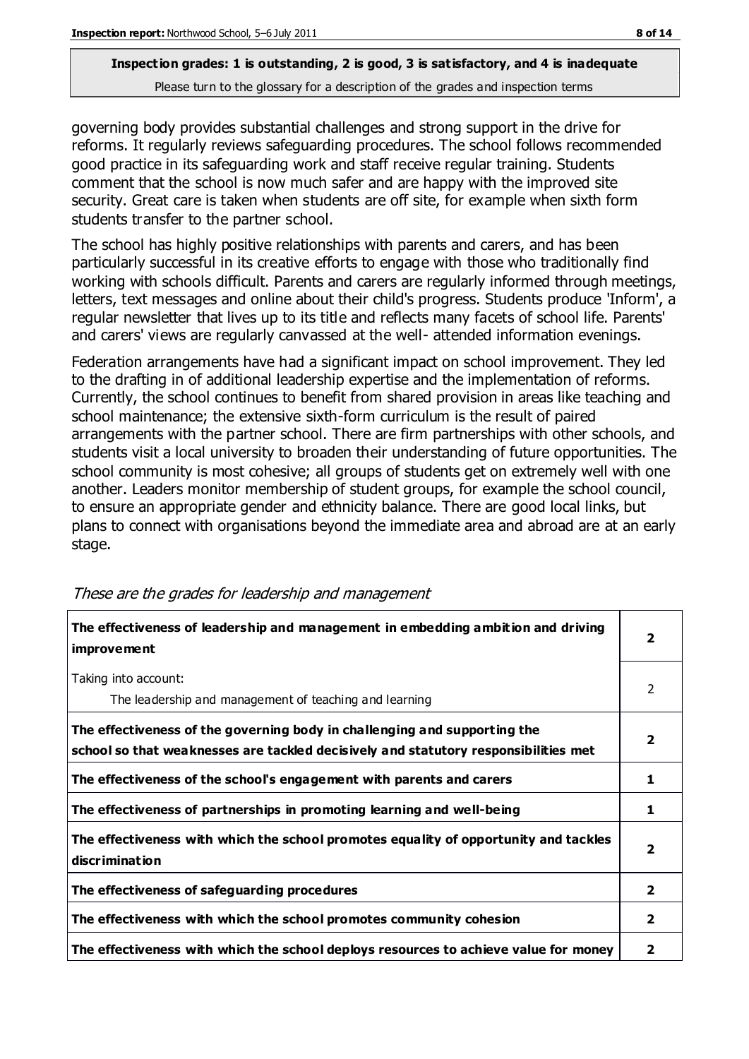**Inspection grades: 1 is outstanding, 2 is good, 3 is satisfactory, and 4 is inadequate**
Please turn to the glossary for a description of the grades and inspection terms

governing body provides substantial challenges and strong support in the drive for reforms. It regularly reviews safeguarding procedures. The school follows recommended good practice in its safeguarding work and staff receive regular training. Students comment that the school is now much safer and are happy with the improved site security. Great care is taken when students are off site, for example when sixth form students transfer to the partner school.

The school has highly positive relationships with parents and carers, and has been particularly successful in its creative efforts to engage with those who traditionally find working with schools difficult. Parents and carers are regularly informed through meetings, letters, text messages and online about their child's progress. Students produce 'Inform', a regular newsletter that lives up to its title and reflects many facets of school life. Parents' and carers' views are regularly canvassed at the well- attended information evenings.

Federation arrangements have had a significant impact on school improvement. They led to the drafting in of additional leadership expertise and the implementation of reforms. Currently, the school continues to benefit from shared provision in areas like teaching and school maintenance; the extensive sixth-form curriculum is the result of paired arrangements with the partner school. There are firm partnerships with other schools, and students visit a local university to broaden their understanding of future opportunities. The school community is most cohesive; all groups of students get on extremely well with one another. Leaders monitor membership of student groups, for example the school council, to ensure an appropriate gender and ethnicity balance. There are good local links, but plans to connect with organisations beyond the immediate area and abroad are at an early stage.

*These are the grades for leadership and management*

| | |
|---|---|
| **The effectiveness of leadership and management in embedding ambition and driving improvement** | **2** |
| Taking into account: The leadership and management of teaching and learning | 2 |
| **The effectiveness of the governing body in challenging and supporting the school so that weaknesses are tackled decisively and statutory responsibilities met** | **2** |
| **The effectiveness of the school's engagement with parents and carers** | **1** |
| **The effectiveness of partnerships in promoting learning and well-being** | **1** |
| **The effectiveness with which the school promotes equality of opportunity and tackles discrimination** | **2** |
| **The effectiveness of safeguarding procedures** | **2** |
| **The effectiveness with which the school promotes community cohesion** | **2** |
| **The effectiveness with which the school deploys resources to achieve value for money** | **2** |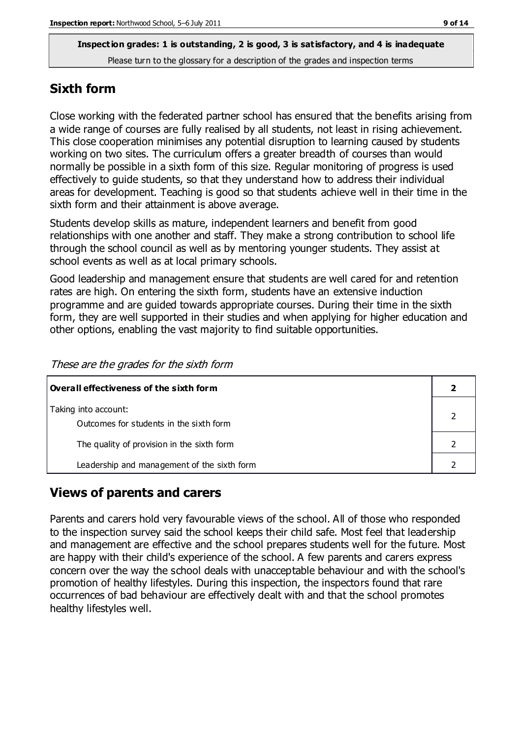**Inspection grades: 1 is outstanding, 2 is good, 3 is satisfactory, and 4 is inadequate**

Please turn to the glossary for a description of the grades and inspection terms

## Sixth form

Close working with the federated partner school has ensured that the benefits arising from a wide range of courses are fully realised by all students, not least in rising achievement. This close cooperation minimises any potential disruption to learning caused by students working on two sites. The curriculum offers a greater breadth of courses than would normally be possible in a sixth form of this size. Regular monitoring of progress is used effectively to guide students, so that they understand how to address their individual areas for development. Teaching is good so that students achieve well in their time in the sixth form and their attainment is above average.

Students develop skills as mature, independent learners and benefit from good relationships with one another and staff. They make a strong contribution to school life through the school council as well as by mentoring younger students. They assist at school events as well as at local primary schools.

Good leadership and management ensure that students are well cared for and retention rates are high. On entering the sixth form, students have an extensive induction programme and are guided towards appropriate courses. During their time in the sixth form, they are well supported in their studies and when applying for higher education and other options, enabling the vast majority to find suitable opportunities.

*These are the grades for the sixth form*

| **Overall effectiveness of the sixth form** | **2** |
|---|---|
| Taking into account:<br>Outcomes for students in the sixth form | 2 |
| The quality of provision in the sixth form | 2 |
| Leadership and management of the sixth form | 2 |

## Views of parents and carers

Parents and carers hold very favourable views of the school. All of those who responded to the inspection survey said the school keeps their child safe. Most feel that leadership and management are effective and the school prepares students well for the future. Most are happy with their child's experience of the school. A few parents and carers express concern over the way the school deals with unacceptable behaviour and with the school's promotion of healthy lifestyles. During this inspection, the inspectors found that rare occurrences of bad behaviour are effectively dealt with and that the school promotes healthy lifestyles well.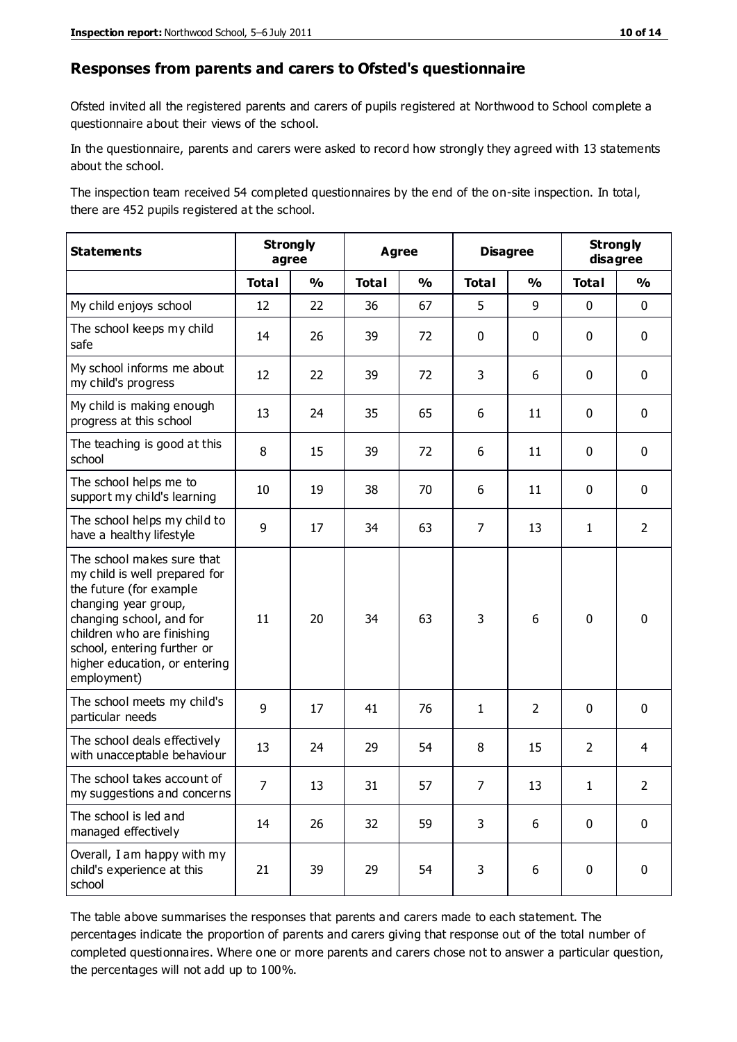## Responses from parents and carers to Ofsted's questionnaire

Ofsted invited all the registered parents and carers of pupils registered at Northwood to School complete a questionnaire about their views of the school.

In the questionnaire, parents and carers were asked to record how strongly they agreed with 13 statements about the school.

The inspection team received 54 completed questionnaires by the end of the on-site inspection. In total, there are 452 pupils registered at the school.

| Statements | Strongly agree | | Agree | | Disagree | | Strongly disagree | |
|---|---|---|---|---|---|---|---|---|
| | Total | % | Total | % | Total | % | Total | % |
| My child enjoys school | 12 | 22 | 36 | 67 | 5 | 9 | 0 | 0 |
| The school keeps my child safe | 14 | 26 | 39 | 72 | 0 | 0 | 0 | 0 |
| My school informs me about my child's progress | 12 | 22 | 39 | 72 | 3 | 6 | 0 | 0 |
| My child is making enough progress at this school | 13 | 24 | 35 | 65 | 6 | 11 | 0 | 0 |
| The teaching is good at this school | 8 | 15 | 39 | 72 | 6 | 11 | 0 | 0 |
| The school helps me to support my child's learning | 10 | 19 | 38 | 70 | 6 | 11 | 0 | 0 |
| The school helps my child to have a healthy lifestyle | 9 | 17 | 34 | 63 | 7 | 13 | 1 | 2 |
| The school makes sure that my child is well prepared for the future (for example changing year group, changing school, and for children who are finishing school, entering further or higher education, or entering employment) | 11 | 20 | 34 | 63 | 3 | 6 | 0 | 0 |
| The school meets my child's particular needs | 9 | 17 | 41 | 76 | 1 | 2 | 0 | 0 |
| The school deals effectively with unacceptable behaviour | 13 | 24 | 29 | 54 | 8 | 15 | 2 | 4 |
| The school takes account of my suggestions and concerns | 7 | 13 | 31 | 57 | 7 | 13 | 1 | 2 |
| The school is led and managed effectively | 14 | 26 | 32 | 59 | 3 | 6 | 0 | 0 |
| Overall, I am happy with my child's experience at this school | 21 | 39 | 29 | 54 | 3 | 6 | 0 | 0 |

The table above summarises the responses that parents and carers made to each statement. The percentages indicate the proportion of parents and carers giving that response out of the total number of completed questionnaires. Where one or more parents and carers chose not to answer a particular question, the percentages will not add up to 100%.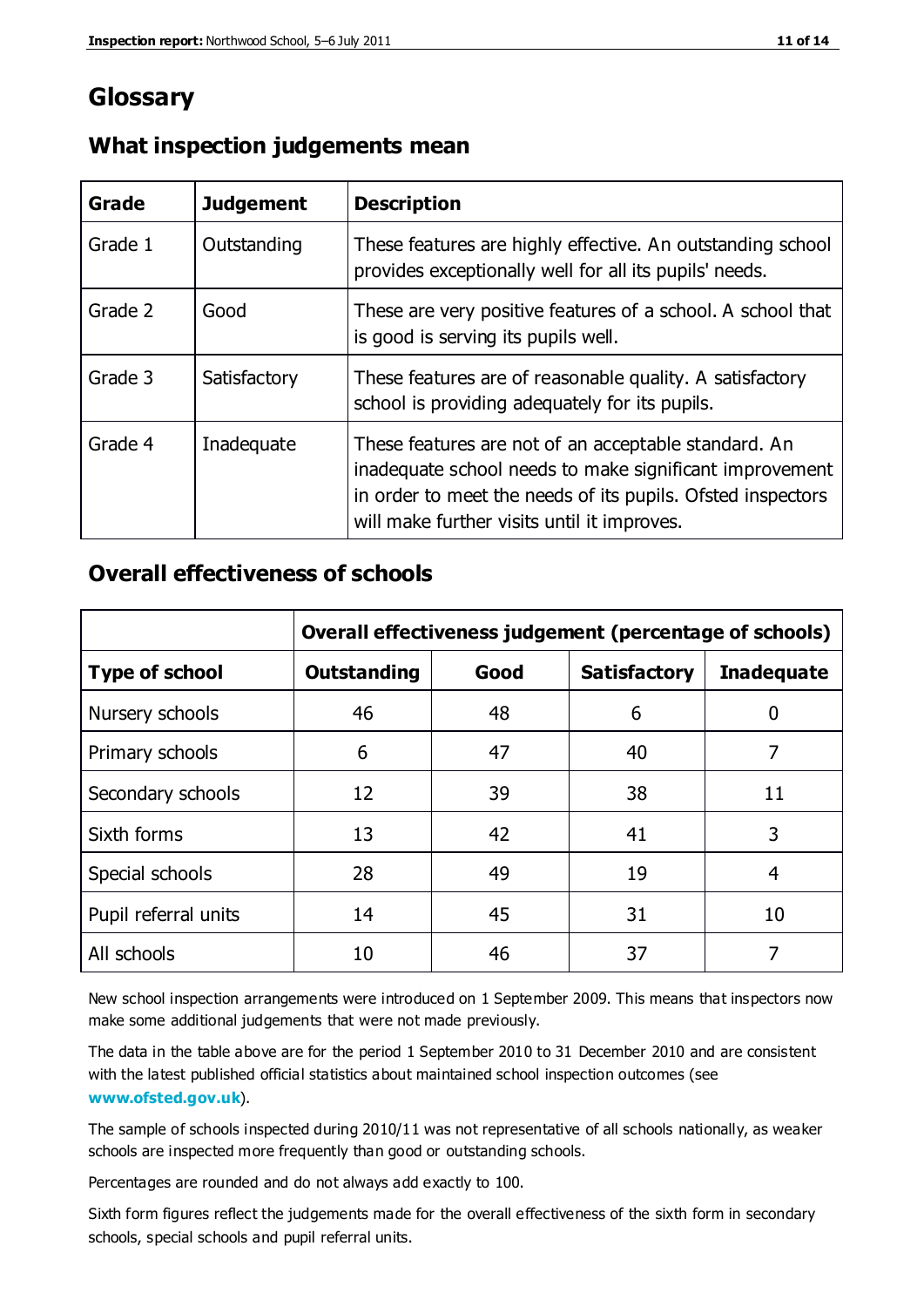# Glossary

## What inspection judgements mean

| Grade | Judgement | Description |
| --- | --- | --- |
| Grade 1 | Outstanding | These features are highly effective. An outstanding school provides exceptionally well for all its pupils' needs. |
| Grade 2 | Good | These are very positive features of a school. A school that is good is serving its pupils well. |
| Grade 3 | Satisfactory | These features are of reasonable quality. A satisfactory school is providing adequately for its pupils. |
| Grade 4 | Inadequate | These features are not of an acceptable standard. An inadequate school needs to make significant improvement in order to meet the needs of its pupils. Ofsted inspectors will make further visits until it improves. |

## Overall effectiveness of schools

| | Overall effectiveness judgement (percentage of schools) | | | |
| --- | --- | --- | --- | --- |
| **Type of school** | **Outstanding** | **Good** | **Satisfactory** | **Inadequate** |
| Nursery schools | 46 | 48 | 6 | 0 |
| Primary schools | 6 | 47 | 40 | 7 |
| Secondary schools | 12 | 39 | 38 | 11 |
| Sixth forms | 13 | 42 | 41 | 3 |
| Special schools | 28 | 49 | 19 | 4 |
| Pupil referral units | 14 | 45 | 31 | 10 |
| All schools | 10 | 46 | 37 | 7 |

New school inspection arrangements were introduced on 1 September 2009. This means that inspectors now make some additional judgements that were not made previously.

The data in the table above are for the period 1 September 2010 to 31 December 2010 and are consistent with the latest published official statistics about maintained school inspection outcomes (see **www.ofsted.gov.uk**).

The sample of schools inspected during 2010/11 was not representative of all schools nationally, as weaker schools are inspected more frequently than good or outstanding schools.

Percentages are rounded and do not always add exactly to 100.

Sixth form figures reflect the judgements made for the overall effectiveness of the sixth form in secondary schools, special schools and pupil referral units.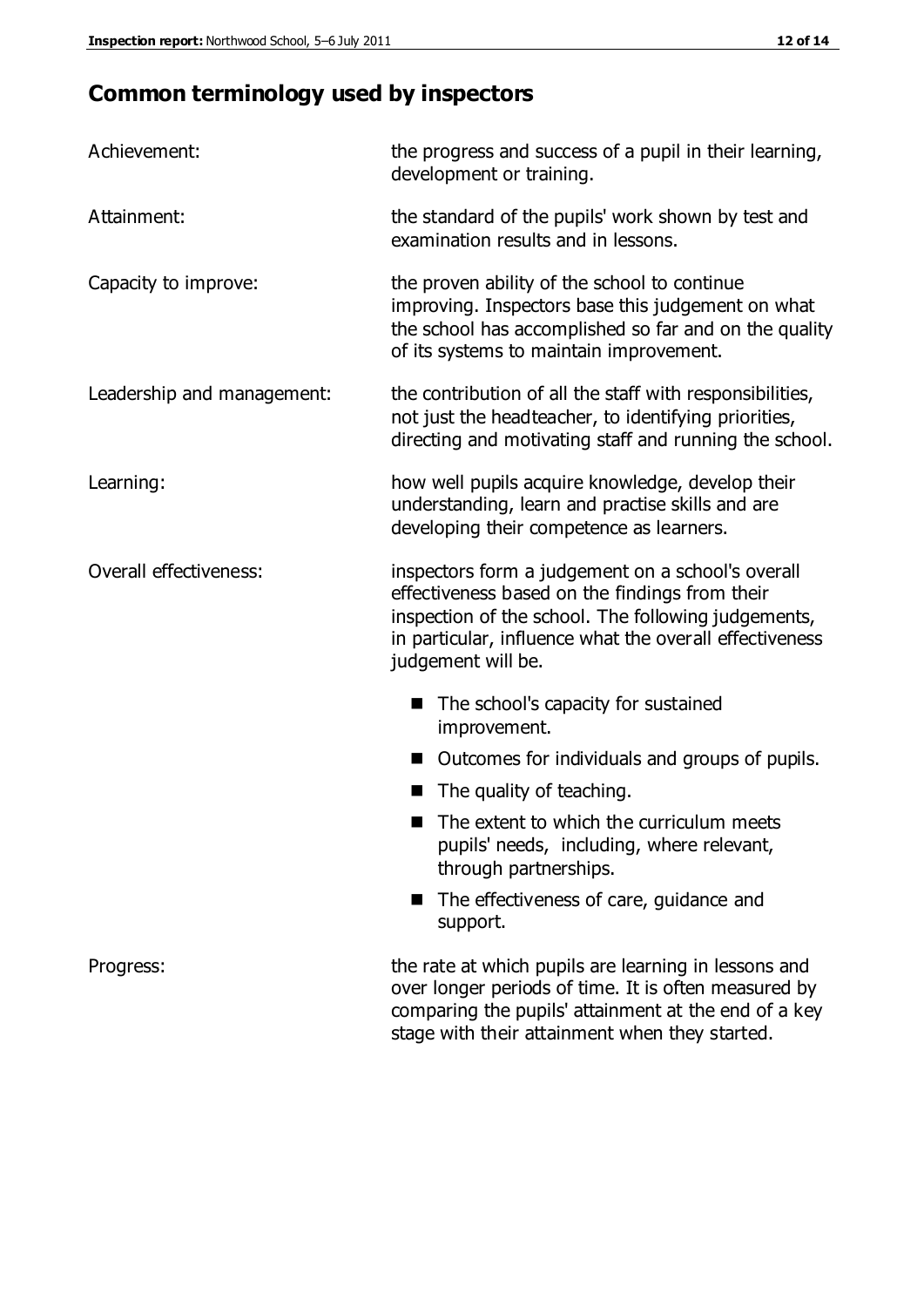## Common terminology used by inspectors

**Achievement:** the progress and success of a pupil in their learning, development or training.

**Attainment:** the standard of the pupils' work shown by test and examination results and in lessons.

**Capacity to improve:** the proven ability of the school to continue improving. Inspectors base this judgement on what the school has accomplished so far and on the quality of its systems to maintain improvement.

**Leadership and management:** the contribution of all the staff with responsibilities, not just the headteacher, to identifying priorities, directing and motivating staff and running the school.

**Learning:** how well pupils acquire knowledge, develop their understanding, learn and practise skills and are developing their competence as learners.

**Overall effectiveness:** inspectors form a judgement on a school's overall effectiveness based on the findings from their inspection of the school. The following judgements, in particular, influence what the overall effectiveness judgement will be.

- The school's capacity for sustained improvement.
- Outcomes for individuals and groups of pupils.
- The quality of teaching.
- The extent to which the curriculum meets pupils' needs, including, where relevant, through partnerships.
- The effectiveness of care, guidance and support.

**Progress:** the rate at which pupils are learning in lessons and over longer periods of time. It is often measured by comparing the pupils' attainment at the end of a key stage with their attainment when they started.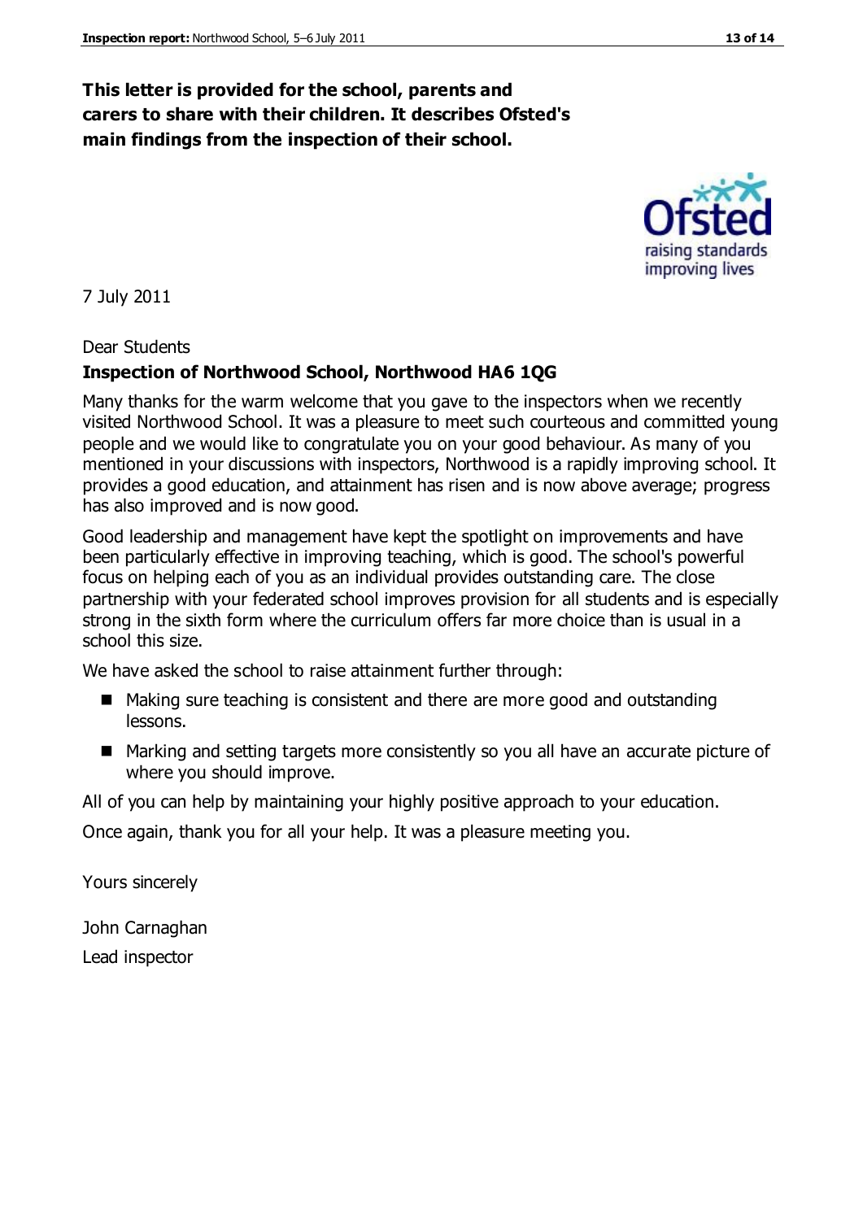**This letter is provided for the school, parents and carers to share with their children. It describes Ofsted's main findings from the inspection of their school.**

7 July 2011

Dear Students

**Inspection of Northwood School, Northwood HA6 1QG**

Many thanks for the warm welcome that you gave to the inspectors when we recently visited Northwood School. It was a pleasure to meet such courteous and committed young people and we would like to congratulate you on your good behaviour. As many of you mentioned in your discussions with inspectors, Northwood is a rapidly improving school. It provides a good education, and attainment has risen and is now above average; progress has also improved and is now good.

Good leadership and management have kept the spotlight on improvements and have been particularly effective in improving teaching, which is good. The school's powerful focus on helping each of you as an individual provides outstanding care. The close partnership with your federated school improves provision for all students and is especially strong in the sixth form where the curriculum offers far more choice than is usual in a school this size.

We have asked the school to raise attainment further through:

- Making sure teaching is consistent and there are more good and outstanding lessons.
- Marking and setting targets more consistently so you all have an accurate picture of where you should improve.

All of you can help by maintaining your highly positive approach to your education.

Once again, thank you for all your help. It was a pleasure meeting you.

Yours sincerely

John Carnaghan

Lead inspector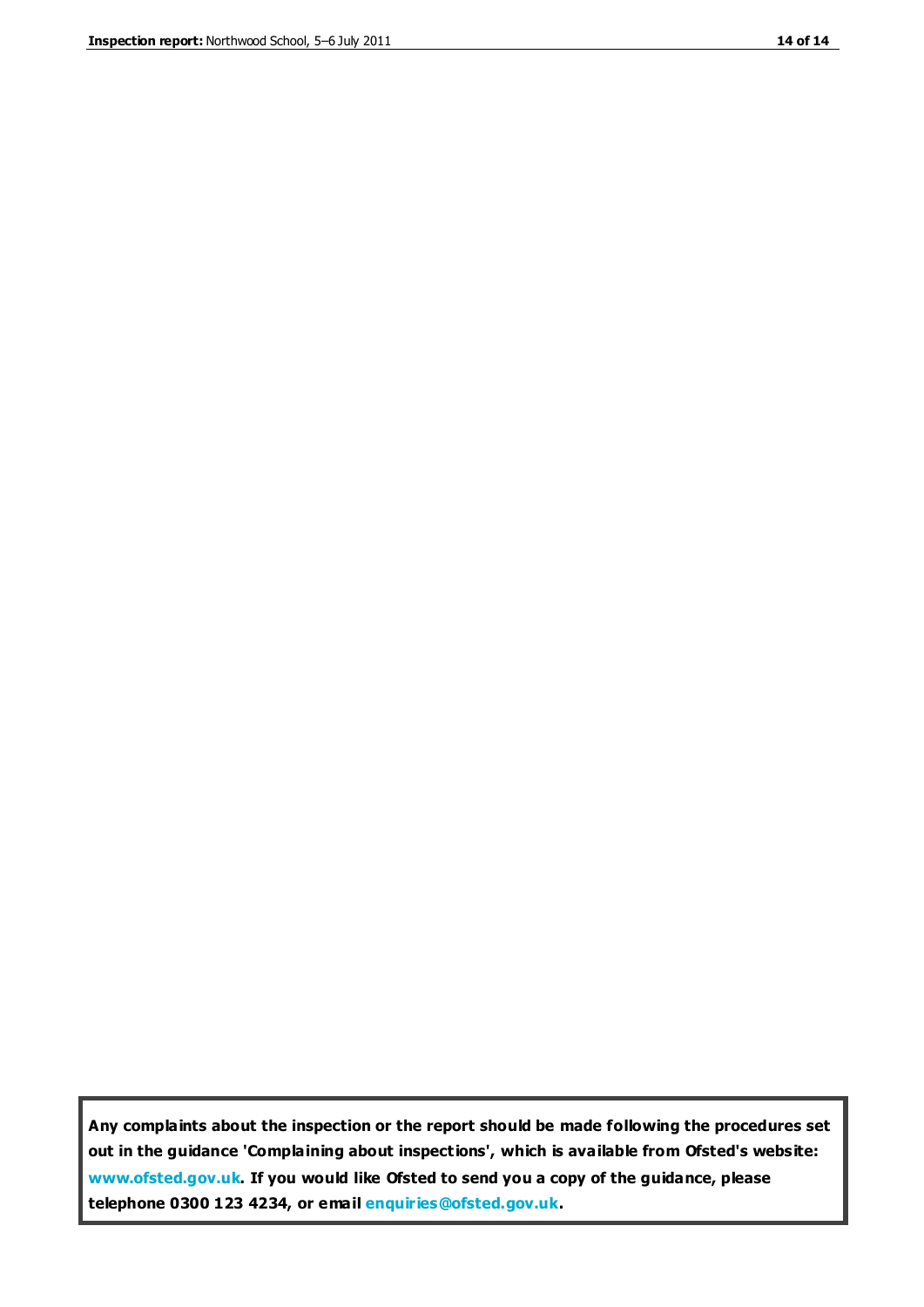**Any complaints about the inspection or the report should be made following the procedures set out in the guidance 'Complaining about inspections', which is available from Ofsted's website: www.ofsted.gov.uk. If you would like Ofsted to send you a copy of the guidance, please telephone 0300 123 4234, or email enquiries@ofsted.gov.uk.**